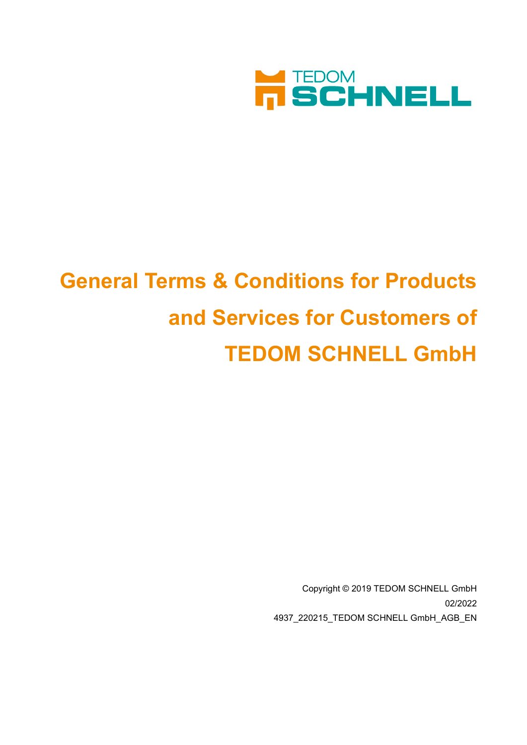TEDOM
SCHNELL

# General Terms & Conditions for Products and Services for Customers of TEDOM SCHNELL GmbH

Copyright © 2019 TEDOM SCHNELL GmbH
02/2022
4937_220215_TEDOM SCHNELL GmbH_AGB_EN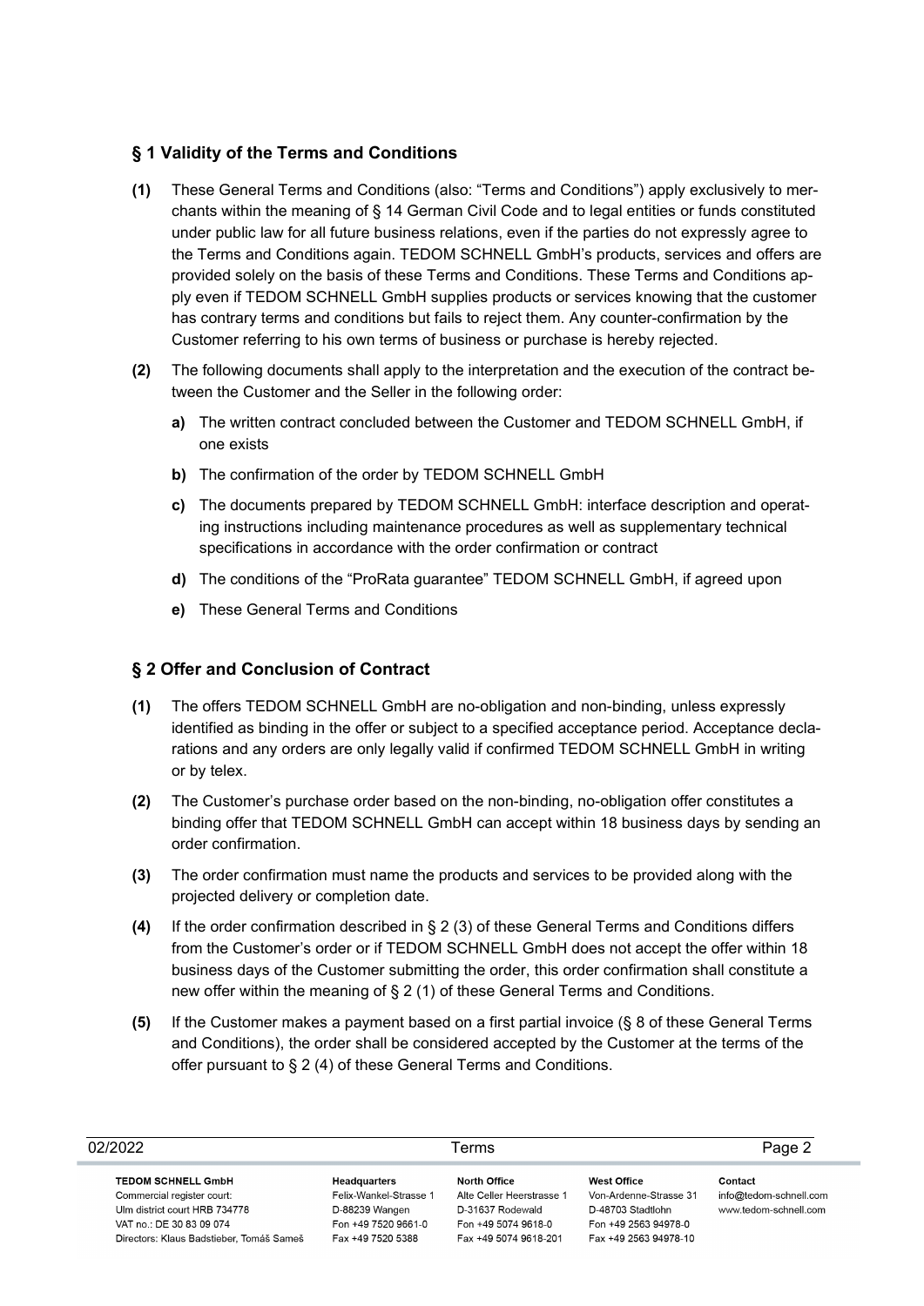## § 1 Validity of the Terms and Conditions

**(1)** These General Terms and Conditions (also: “Terms and Conditions”) apply exclusively to merchants within the meaning of § 14 German Civil Code and to legal entities or funds constituted under public law for all future business relations, even if the parties do not expressly agree to the Terms and Conditions again. TEDOM SCHNELL GmbH’s products, services and offers are provided solely on the basis of these Terms and Conditions. These Terms and Conditions apply even if TEDOM SCHNELL GmbH supplies products or services knowing that the customer has contrary terms and conditions but fails to reject them. Any counter-confirmation by the Customer referring to his own terms of business or purchase is hereby rejected.

**(2)** The following documents shall apply to the interpretation and the execution of the contract between the Customer and the Seller in the following order:

- **a)** The written contract concluded between the Customer and TEDOM SCHNELL GmbH, if one exists
- **b)** The confirmation of the order by TEDOM SCHNELL GmbH
- **c)** The documents prepared by TEDOM SCHNELL GmbH: interface description and operating instructions including maintenance procedures as well as supplementary technical specifications in accordance with the order confirmation or contract
- **d)** The conditions of the “ProRata guarantee” TEDOM SCHNELL GmbH, if agreed upon
- **e)** These General Terms and Conditions

## § 2 Offer and Conclusion of Contract

**(1)** The offers TEDOM SCHNELL GmbH are no-obligation and non-binding, unless expressly identified as binding in the offer or subject to a specified acceptance period. Acceptance declarations and any orders are only legally valid if confirmed TEDOM SCHNELL GmbH in writing or by telex.

**(2)** The Customer’s purchase order based on the non-binding, no-obligation offer constitutes a binding offer that TEDOM SCHNELL GmbH can accept within 18 business days by sending an order confirmation.

**(3)** The order confirmation must name the products and services to be provided along with the projected delivery or completion date.

**(4)** If the order confirmation described in § 2 (3) of these General Terms and Conditions differs from the Customer’s order or if TEDOM SCHNELL GmbH does not accept the offer within 18 business days of the Customer submitting the order, this order confirmation shall constitute a new offer within the meaning of § 2 (1) of these General Terms and Conditions.

**(5)** If the Customer makes a payment based on a first partial invoice (§ 8 of these General Terms and Conditions), the order shall be considered accepted by the Customer at the terms of the offer pursuant to § 2 (4) of these General Terms and Conditions.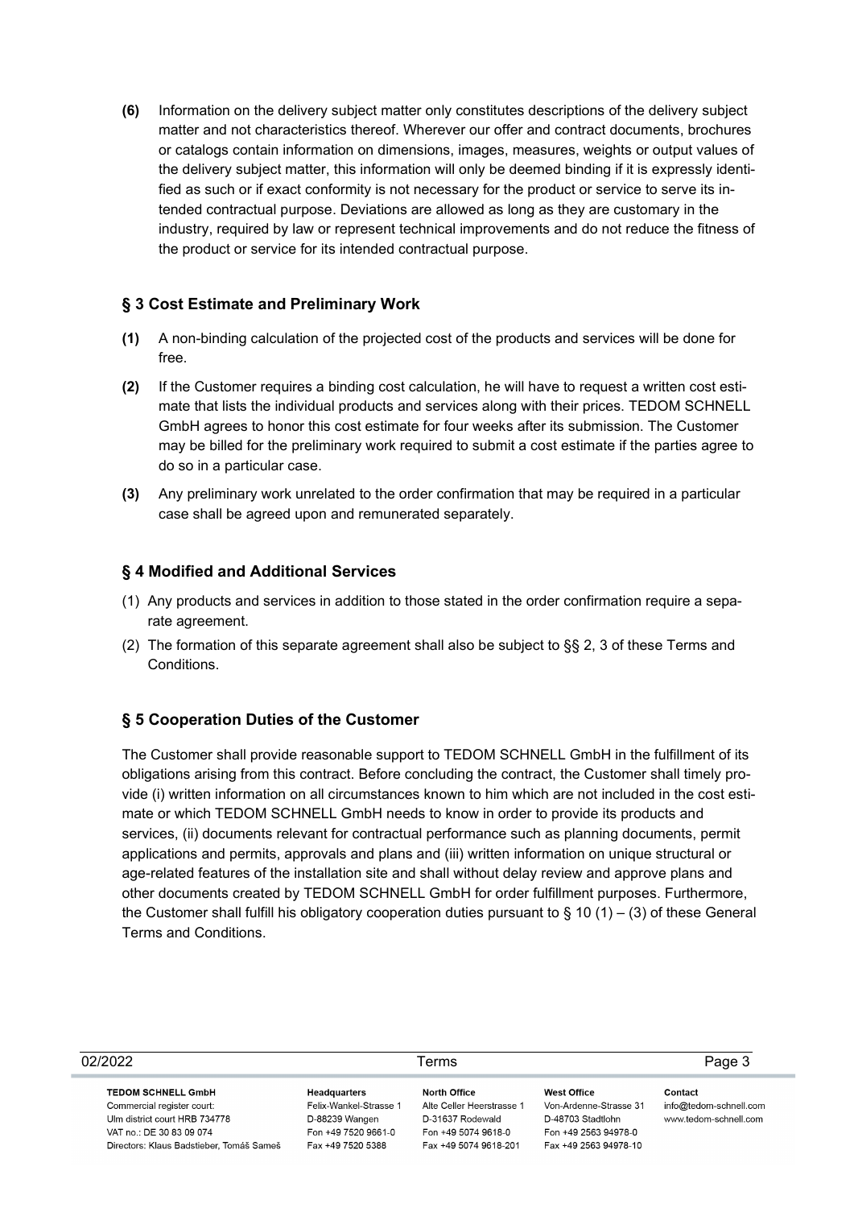**(6)** Information on the delivery subject matter only constitutes descriptions of the delivery subject matter and not characteristics thereof. Wherever our offer and contract documents, brochures or catalogs contain information on dimensions, images, measures, weights or output values of the delivery subject matter, this information will only be deemed binding if it is expressly identified as such or if exact conformity is not necessary for the product or service to serve its intended contractual purpose. Deviations are allowed as long as they are customary in the industry, required by law or represent technical improvements and do not reduce the fitness of the product or service for its intended contractual purpose.

## § 3 Cost Estimate and Preliminary Work

**(1)** A non-binding calculation of the projected cost of the products and services will be done for free.

**(2)** If the Customer requires a binding cost calculation, he will have to request a written cost estimate that lists the individual products and services along with their prices. TEDOM SCHNELL GmbH agrees to honor this cost estimate for four weeks after its submission. The Customer may be billed for the preliminary work required to submit a cost estimate if the parties agree to do so in a particular case.

**(3)** Any preliminary work unrelated to the order confirmation that may be required in a particular case shall be agreed upon and remunerated separately.

## § 4 Modified and Additional Services

(1) Any products and services in addition to those stated in the order confirmation require a separate agreement.

(2) The formation of this separate agreement shall also be subject to §§ 2, 3 of these Terms and Conditions.

## § 5 Cooperation Duties of the Customer

The Customer shall provide reasonable support to TEDOM SCHNELL GmbH in the fulfillment of its obligations arising from this contract. Before concluding the contract, the Customer shall timely provide (i) written information on all circumstances known to him which are not included in the cost estimate or which TEDOM SCHNELL GmbH needs to know in order to provide its products and services, (ii) documents relevant for contractual performance such as planning documents, permit applications and permits, approvals and plans and (iii) written information on unique structural or age-related features of the installation site and shall without delay review and approve plans and other documents created by TEDOM SCHNELL GmbH for order fulfillment purposes. Furthermore, the Customer shall fulfill his obligatory cooperation duties pursuant to § 10 (1) – (3) of these General Terms and Conditions.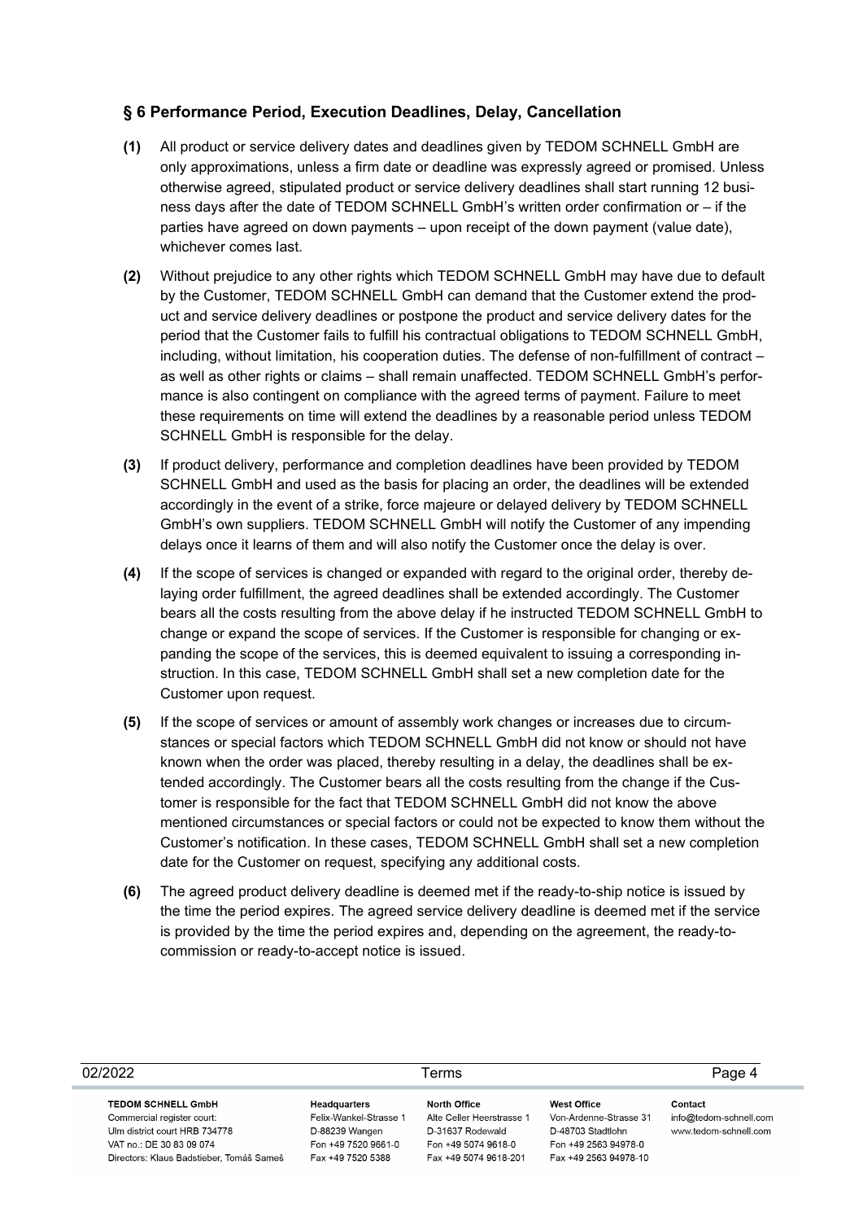## § 6 Performance Period, Execution Deadlines, Delay, Cancellation

**(1)** All product or service delivery dates and deadlines given by TEDOM SCHNELL GmbH are only approximations, unless a firm date or deadline was expressly agreed or promised. Unless otherwise agreed, stipulated product or service delivery deadlines shall start running 12 business days after the date of TEDOM SCHNELL GmbH's written order confirmation or – if the parties have agreed on down payments – upon receipt of the down payment (value date), whichever comes last.

**(2)** Without prejudice to any other rights which TEDOM SCHNELL GmbH may have due to default by the Customer, TEDOM SCHNELL GmbH can demand that the Customer extend the product and service delivery deadlines or postpone the product and service delivery dates for the period that the Customer fails to fulfill his contractual obligations to TEDOM SCHNELL GmbH, including, without limitation, his cooperation duties. The defense of non-fulfillment of contract – as well as other rights or claims – shall remain unaffected. TEDOM SCHNELL GmbH's performance is also contingent on compliance with the agreed terms of payment. Failure to meet these requirements on time will extend the deadlines by a reasonable period unless TEDOM SCHNELL GmbH is responsible for the delay.

**(3)** If product delivery, performance and completion deadlines have been provided by TEDOM SCHNELL GmbH and used as the basis for placing an order, the deadlines will be extended accordingly in the event of a strike, force majeure or delayed delivery by TEDOM SCHNELL GmbH's own suppliers. TEDOM SCHNELL GmbH will notify the Customer of any impending delays once it learns of them and will also notify the Customer once the delay is over.

**(4)** If the scope of services is changed or expanded with regard to the original order, thereby delaying order fulfillment, the agreed deadlines shall be extended accordingly. The Customer bears all the costs resulting from the above delay if he instructed TEDOM SCHNELL GmbH to change or expand the scope of services. If the Customer is responsible for changing or expanding the scope of the services, this is deemed equivalent to issuing a corresponding instruction. In this case, TEDOM SCHNELL GmbH shall set a new completion date for the Customer upon request.

**(5)** If the scope of services or amount of assembly work changes or increases due to circumstances or special factors which TEDOM SCHNELL GmbH did not know or should not have known when the order was placed, thereby resulting in a delay, the deadlines shall be extended accordingly. The Customer bears all the costs resulting from the change if the Customer is responsible for the fact that TEDOM SCHNELL GmbH did not know the above mentioned circumstances or special factors or could not be expected to know them without the Customer's notification. In these cases, TEDOM SCHNELL GmbH shall set a new completion date for the Customer on request, specifying any additional costs.

**(6)** The agreed product delivery deadline is deemed met if the ready-to-ship notice is issued by the time the period expires. The agreed service delivery deadline is deemed met if the service is provided by the time the period expires and, depending on the agreement, the ready-to-commission or ready-to-accept notice is issued.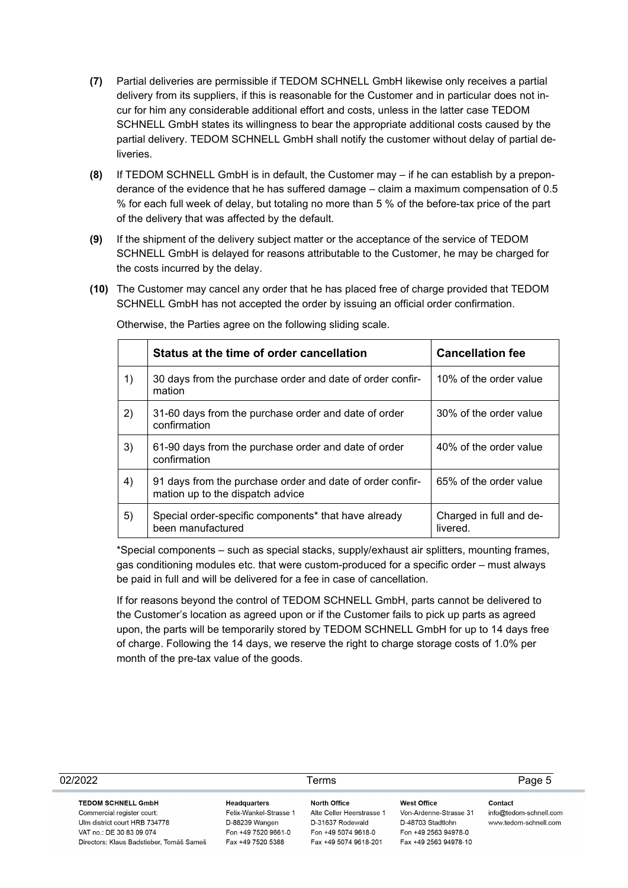**(7)** Partial deliveries are permissible if TEDOM SCHNELL GmbH likewise only receives a partial delivery from its suppliers, if this is reasonable for the Customer and in particular does not incur for him any considerable additional effort and costs, unless in the latter case TEDOM SCHNELL GmbH states its willingness to bear the appropriate additional costs caused by the partial delivery. TEDOM SCHNELL GmbH shall notify the customer without delay of partial deliveries.

**(8)** If TEDOM SCHNELL GmbH is in default, the Customer may – if he can establish by a preponderance of the evidence that he has suffered damage – claim a maximum compensation of 0.5 % for each full week of delay, but totaling no more than 5 % of the before-tax price of the part of the delivery that was affected by the default.

**(9)** If the shipment of the delivery subject matter or the acceptance of the service of TEDOM SCHNELL GmbH is delayed for reasons attributable to the Customer, he may be charged for the costs incurred by the delay.

**(10)** The Customer may cancel any order that he has placed free of charge provided that TEDOM SCHNELL GmbH has not accepted the order by issuing an official order confirmation.

Otherwise, the Parties agree on the following sliding scale.

| | **Status at the time of order cancellation** | **Cancellation fee** |
|---|---|---|
| 1) | 30 days from the purchase order and date of order confirmation | 10% of the order value |
| 2) | 31-60 days from the purchase order and date of order confirmation | 30% of the order value |
| 3) | 61-90 days from the purchase order and date of order confirmation | 40% of the order value |
| 4) | 91 days from the purchase order and date of order confirmation up to the dispatch advice | 65% of the order value |
| 5) | Special order-specific components* that have already been manufactured | Charged in full and delivered. |

*Special components – such as special stacks, supply/exhaust air splitters, mounting frames, gas conditioning modules etc. that were custom-produced for a specific order – must always be paid in full and will be delivered for a fee in case of cancellation.

If for reasons beyond the control of TEDOM SCHNELL GmbH, parts cannot be delivered to the Customer's location as agreed upon or if the Customer fails to pick up parts as agreed upon, the parts will be temporarily stored by TEDOM SCHNELL GmbH for up to 14 days free of charge. Following the 14 days, we reserve the right to charge storage costs of 1.0% per month of the pre-tax value of the goods.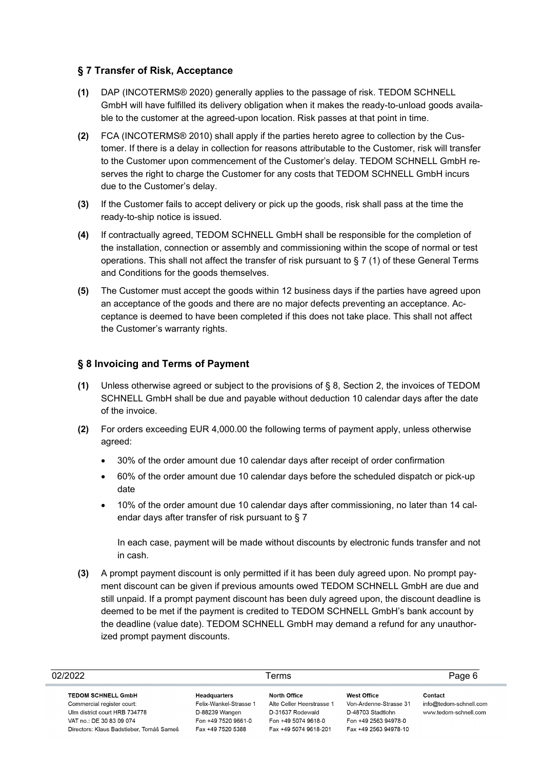## § 7 Transfer of Risk, Acceptance

**(1)** DAP (INCOTERMS® 2020) generally applies to the passage of risk. TEDOM SCHNELL GmbH will have fulfilled its delivery obligation when it makes the ready-to-unload goods available to the customer at the agreed-upon location. Risk passes at that point in time.

**(2)** FCA (INCOTERMS® 2010) shall apply if the parties hereto agree to collection by the Customer. If there is a delay in collection for reasons attributable to the Customer, risk will transfer to the Customer upon commencement of the Customer's delay. TEDOM SCHNELL GmbH reserves the right to charge the Customer for any costs that TEDOM SCHNELL GmbH incurs due to the Customer's delay.

**(3)** If the Customer fails to accept delivery or pick up the goods, risk shall pass at the time the ready-to-ship notice is issued.

**(4)** If contractually agreed, TEDOM SCHNELL GmbH shall be responsible for the completion of the installation, connection or assembly and commissioning within the scope of normal or test operations. This shall not affect the transfer of risk pursuant to § 7 (1) of these General Terms and Conditions for the goods themselves.

**(5)** The Customer must accept the goods within 12 business days if the parties have agreed upon an acceptance of the goods and there are no major defects preventing an acceptance. Acceptance is deemed to have been completed if this does not take place. This shall not affect the Customer's warranty rights.

## § 8 Invoicing and Terms of Payment

**(1)** Unless otherwise agreed or subject to the provisions of § 8, Section 2, the invoices of TEDOM SCHNELL GmbH shall be due and payable without deduction 10 calendar days after the date of the invoice.

**(2)** For orders exceeding EUR 4,000.00 the following terms of payment apply, unless otherwise agreed:

- 30% of the order amount due 10 calendar days after receipt of order confirmation
- 60% of the order amount due 10 calendar days before the scheduled dispatch or pick-up date
- 10% of the order amount due 10 calendar days after commissioning, no later than 14 calendar days after transfer of risk pursuant to § 7

In each case, payment will be made without discounts by electronic funds transfer and not in cash.

**(3)** A prompt payment discount is only permitted if it has been duly agreed upon. No prompt payment discount can be given if previous amounts owed TEDOM SCHNELL GmbH are due and still unpaid. If a prompt payment discount has been duly agreed upon, the discount deadline is deemed to be met if the payment is credited to TEDOM SCHNELL GmbH's bank account by the deadline (value date). TEDOM SCHNELL GmbH may demand a refund for any unauthorized prompt payment discounts.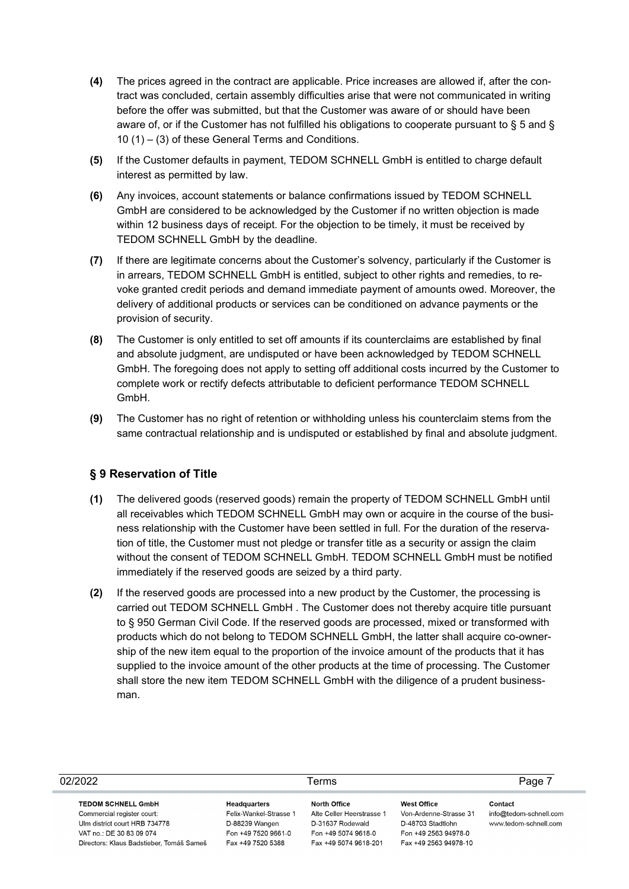**(4)** The prices agreed in the contract are applicable. Price increases are allowed if, after the contract was concluded, certain assembly difficulties arise that were not communicated in writing before the offer was submitted, but that the Customer was aware of or should have been aware of, or if the Customer has not fulfilled his obligations to cooperate pursuant to § 5 and § 10 (1) – (3) of these General Terms and Conditions.

**(5)** If the Customer defaults in payment, TEDOM SCHNELL GmbH is entitled to charge default interest as permitted by law.

**(6)** Any invoices, account statements or balance confirmations issued by TEDOM SCHNELL GmbH are considered to be acknowledged by the Customer if no written objection is made within 12 business days of receipt. For the objection to be timely, it must be received by TEDOM SCHNELL GmbH by the deadline.

**(7)** If there are legitimate concerns about the Customer's solvency, particularly if the Customer is in arrears, TEDOM SCHNELL GmbH is entitled, subject to other rights and remedies, to revoke granted credit periods and demand immediate payment of amounts owed. Moreover, the delivery of additional products or services can be conditioned on advance payments or the provision of security.

**(8)** The Customer is only entitled to set off amounts if its counterclaims are established by final and absolute judgment, are undisputed or have been acknowledged by TEDOM SCHNELL GmbH. The foregoing does not apply to setting off additional costs incurred by the Customer to complete work or rectify defects attributable to deficient performance TEDOM SCHNELL GmbH.

**(9)** The Customer has no right of retention or withholding unless his counterclaim stems from the same contractual relationship and is undisputed or established by final and absolute judgment.

## § 9 Reservation of Title

**(1)** The delivered goods (reserved goods) remain the property of TEDOM SCHNELL GmbH until all receivables which TEDOM SCHNELL GmbH may own or acquire in the course of the business relationship with the Customer have been settled in full. For the duration of the reservation of title, the Customer must not pledge or transfer title as a security or assign the claim without the consent of TEDOM SCHNELL GmbH. TEDOM SCHNELL GmbH must be notified immediately if the reserved goods are seized by a third party.

**(2)** If the reserved goods are processed into a new product by the Customer, the processing is carried out TEDOM SCHNELL GmbH . The Customer does not thereby acquire title pursuant to § 950 German Civil Code. If the reserved goods are processed, mixed or transformed with products which do not belong to TEDOM SCHNELL GmbH, the latter shall acquire co-ownership of the new item equal to the proportion of the invoice amount of the products that it has supplied to the invoice amount of the other products at the time of processing. The Customer shall store the new item TEDOM SCHNELL GmbH with the diligence of a prudent businessman.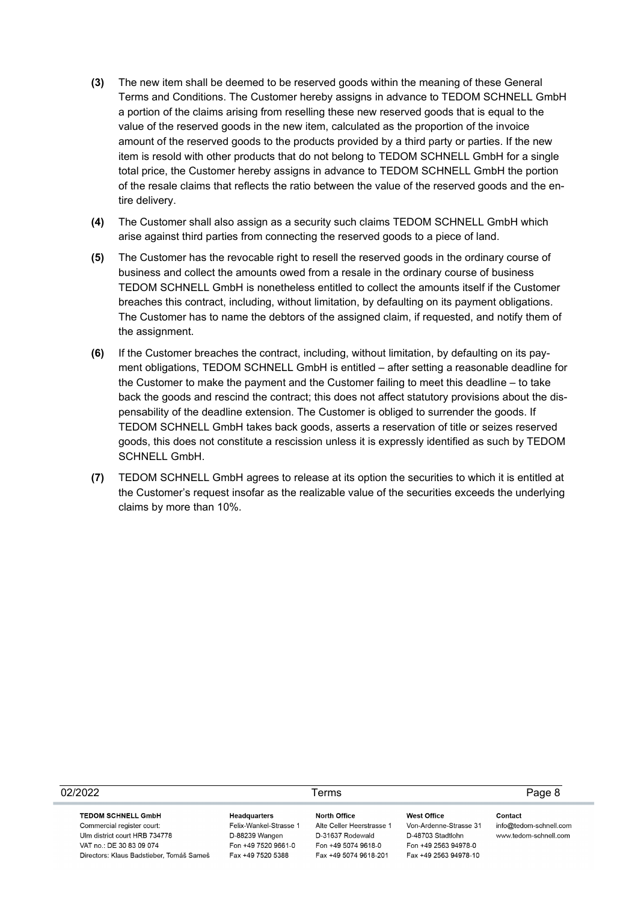**(3)** The new item shall be deemed to be reserved goods within the meaning of these General Terms and Conditions. The Customer hereby assigns in advance to TEDOM SCHNELL GmbH a portion of the claims arising from reselling these new reserved goods that is equal to the value of the reserved goods in the new item, calculated as the proportion of the invoice amount of the reserved goods to the products provided by a third party or parties. If the new item is resold with other products that do not belong to TEDOM SCHNELL GmbH for a single total price, the Customer hereby assigns in advance to TEDOM SCHNELL GmbH the portion of the resale claims that reflects the ratio between the value of the reserved goods and the entire delivery.

**(4)** The Customer shall also assign as a security such claims TEDOM SCHNELL GmbH which arise against third parties from connecting the reserved goods to a piece of land.

**(5)** The Customer has the revocable right to resell the reserved goods in the ordinary course of business and collect the amounts owed from a resale in the ordinary course of business TEDOM SCHNELL GmbH is nonetheless entitled to collect the amounts itself if the Customer breaches this contract, including, without limitation, by defaulting on its payment obligations. The Customer has to name the debtors of the assigned claim, if requested, and notify them of the assignment.

**(6)** If the Customer breaches the contract, including, without limitation, by defaulting on its payment obligations, TEDOM SCHNELL GmbH is entitled – after setting a reasonable deadline for the Customer to make the payment and the Customer failing to meet this deadline – to take back the goods and rescind the contract; this does not affect statutory provisions about the dispensability of the deadline extension. The Customer is obliged to surrender the goods. If TEDOM SCHNELL GmbH takes back goods, asserts a reservation of title or seizes reserved goods, this does not constitute a rescission unless it is expressly identified as such by TEDOM SCHNELL GmbH.

**(7)** TEDOM SCHNELL GmbH agrees to release at its option the securities to which it is entitled at the Customer's request insofar as the realizable value of the securities exceeds the underlying claims by more than 10%.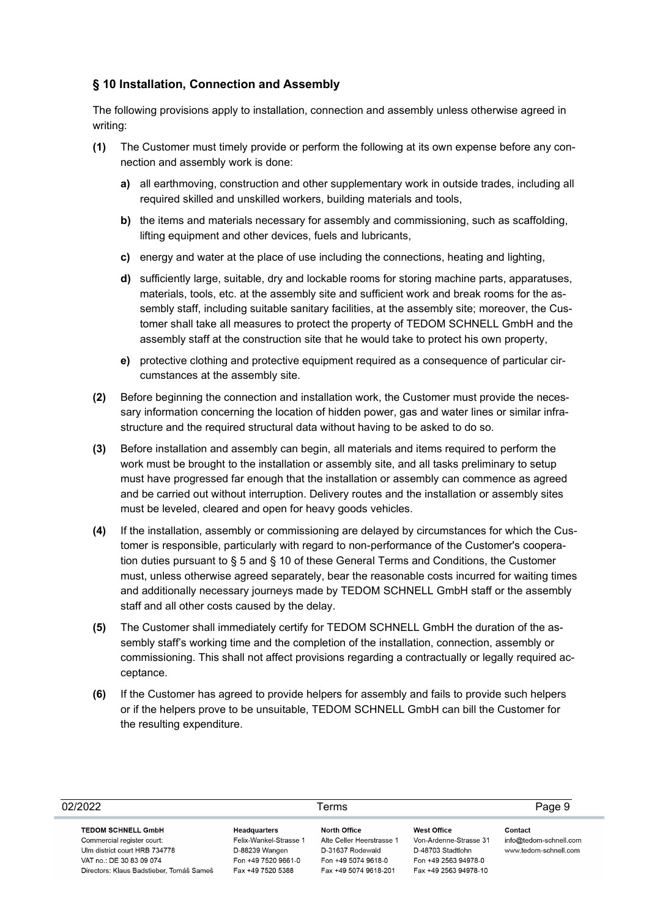## § 10 Installation, Connection and Assembly

The following provisions apply to installation, connection and assembly unless otherwise agreed in writing:

**(1)** The Customer must timely provide or perform the following at its own expense before any connection and assembly work is done:

**a)** all earthmoving, construction and other supplementary work in outside trades, including all required skilled and unskilled workers, building materials and tools,

**b)** the items and materials necessary for assembly and commissioning, such as scaffolding, lifting equipment and other devices, fuels and lubricants,

**c)** energy and water at the place of use including the connections, heating and lighting,

**d)** sufficiently large, suitable, dry and lockable rooms for storing machine parts, apparatuses, materials, tools, etc. at the assembly site and sufficient work and break rooms for the assembly staff, including suitable sanitary facilities, at the assembly site; moreover, the Customer shall take all measures to protect the property of TEDOM SCHNELL GmbH and the assembly staff at the construction site that he would take to protect his own property,

**e)** protective clothing and protective equipment required as a consequence of particular circumstances at the assembly site.

**(2)** Before beginning the connection and installation work, the Customer must provide the necessary information concerning the location of hidden power, gas and water lines or similar infrastructure and the required structural data without having to be asked to do so.

**(3)** Before installation and assembly can begin, all materials and items required to perform the work must be brought to the installation or assembly site, and all tasks preliminary to setup must have progressed far enough that the installation or assembly can commence as agreed and be carried out without interruption. Delivery routes and the installation or assembly sites must be leveled, cleared and open for heavy goods vehicles.

**(4)** If the installation, assembly or commissioning are delayed by circumstances for which the Customer is responsible, particularly with regard to non-performance of the Customer's cooperation duties pursuant to § 5 and § 10 of these General Terms and Conditions, the Customer must, unless otherwise agreed separately, bear the reasonable costs incurred for waiting times and additionally necessary journeys made by TEDOM SCHNELL GmbH staff or the assembly staff and all other costs caused by the delay.

**(5)** The Customer shall immediately certify for TEDOM SCHNELL GmbH the duration of the assembly staff's working time and the completion of the installation, connection, assembly or commissioning. This shall not affect provisions regarding a contractually or legally required acceptance.

**(6)** If the Customer has agreed to provide helpers for assembly and fails to provide such helpers or if the helpers prove to be unsuitable, TEDOM SCHNELL GmbH can bill the Customer for the resulting expenditure.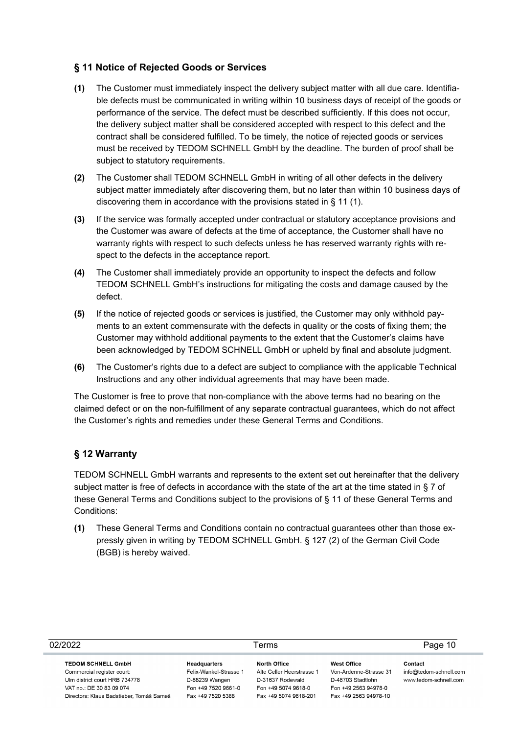## § 11 Notice of Rejected Goods or Services

**(1)** The Customer must immediately inspect the delivery subject matter with all due care. Identifiable defects must be communicated in writing within 10 business days of receipt of the goods or performance of the service. The defect must be described sufficiently. If this does not occur, the delivery subject matter shall be considered accepted with respect to this defect and the contract shall be considered fulfilled. To be timely, the notice of rejected goods or services must be received by TEDOM SCHNELL GmbH by the deadline. The burden of proof shall be subject to statutory requirements.

**(2)** The Customer shall TEDOM SCHNELL GmbH in writing of all other defects in the delivery subject matter immediately after discovering them, but no later than within 10 business days of discovering them in accordance with the provisions stated in § 11 (1).

**(3)** If the service was formally accepted under contractual or statutory acceptance provisions and the Customer was aware of defects at the time of acceptance, the Customer shall have no warranty rights with respect to such defects unless he has reserved warranty rights with respect to the defects in the acceptance report.

**(4)** The Customer shall immediately provide an opportunity to inspect the defects and follow TEDOM SCHNELL GmbH's instructions for mitigating the costs and damage caused by the defect.

**(5)** If the notice of rejected goods or services is justified, the Customer may only withhold payments to an extent commensurate with the defects in quality or the costs of fixing them; the Customer may withhold additional payments to the extent that the Customer's claims have been acknowledged by TEDOM SCHNELL GmbH or upheld by final and absolute judgment.

**(6)** The Customer's rights due to a defect are subject to compliance with the applicable Technical Instructions and any other individual agreements that may have been made.

The Customer is free to prove that non-compliance with the above terms had no bearing on the claimed defect or on the non-fulfillment of any separate contractual guarantees, which do not affect the Customer's rights and remedies under these General Terms and Conditions.

## § 12 Warranty

TEDOM SCHNELL GmbH warrants and represents to the extent set out hereinafter that the delivery subject matter is free of defects in accordance with the state of the art at the time stated in § 7 of these General Terms and Conditions subject to the provisions of § 11 of these General Terms and Conditions:

**(1)** These General Terms and Conditions contain no contractual guarantees other than those expressly given in writing by TEDOM SCHNELL GmbH. § 127 (2) of the German Civil Code (BGB) is hereby waived.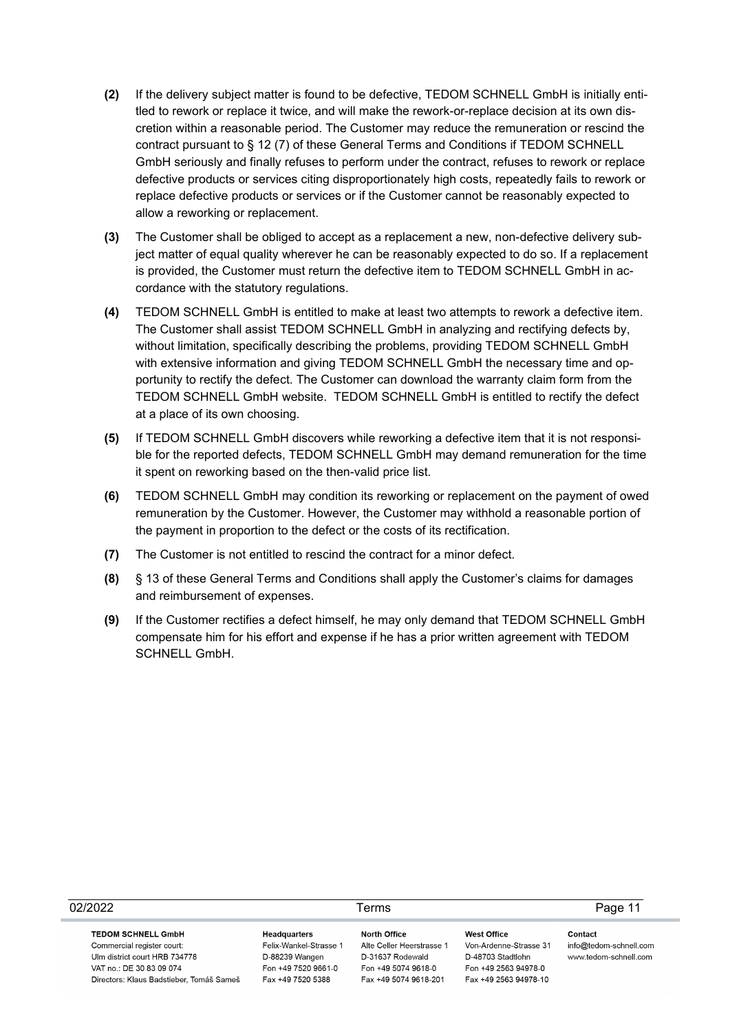**(2)** If the delivery subject matter is found to be defective, TEDOM SCHNELL GmbH is initially entitled to rework or replace it twice, and will make the rework-or-replace decision at its own discretion within a reasonable period. The Customer may reduce the remuneration or rescind the contract pursuant to § 12 (7) of these General Terms and Conditions if TEDOM SCHNELL GmbH seriously and finally refuses to perform under the contract, refuses to rework or replace defective products or services citing disproportionately high costs, repeatedly fails to rework or replace defective products or services or if the Customer cannot be reasonably expected to allow a reworking or replacement.

**(3)** The Customer shall be obliged to accept as a replacement a new, non-defective delivery subject matter of equal quality wherever he can be reasonably expected to do so. If a replacement is provided, the Customer must return the defective item to TEDOM SCHNELL GmbH in accordance with the statutory regulations.

**(4)** TEDOM SCHNELL GmbH is entitled to make at least two attempts to rework a defective item. The Customer shall assist TEDOM SCHNELL GmbH in analyzing and rectifying defects by, without limitation, specifically describing the problems, providing TEDOM SCHNELL GmbH with extensive information and giving TEDOM SCHNELL GmbH the necessary time and opportunity to rectify the defect. The Customer can download the warranty claim form from the TEDOM SCHNELL GmbH website. TEDOM SCHNELL GmbH is entitled to rectify the defect at a place of its own choosing.

**(5)** If TEDOM SCHNELL GmbH discovers while reworking a defective item that it is not responsible for the reported defects, TEDOM SCHNELL GmbH may demand remuneration for the time it spent on reworking based on the then-valid price list.

**(6)** TEDOM SCHNELL GmbH may condition its reworking or replacement on the payment of owed remuneration by the Customer. However, the Customer may withhold a reasonable portion of the payment in proportion to the defect or the costs of its rectification.

**(7)** The Customer is not entitled to rescind the contract for a minor defect.

**(8)** § 13 of these General Terms and Conditions shall apply the Customer's claims for damages and reimbursement of expenses.

**(9)** If the Customer rectifies a defect himself, he may only demand that TEDOM SCHNELL GmbH compensate him for his effort and expense if he has a prior written agreement with TEDOM SCHNELL GmbH.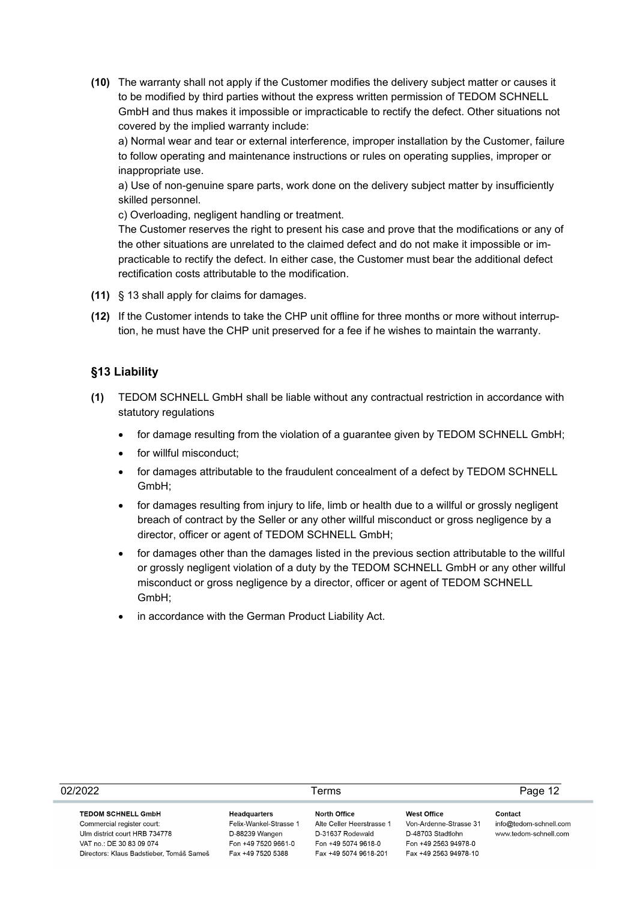**(10)** The warranty shall not apply if the Customer modifies the delivery subject matter or causes it to be modified by third parties without the express written permission of TEDOM SCHNELL GmbH and thus makes it impossible or impracticable to rectify the defect. Other situations not covered by the implied warranty include:

a) Normal wear and tear or external interference, improper installation by the Customer, failure to follow operating and maintenance instructions or rules on operating supplies, improper or inappropriate use.

a) Use of non-genuine spare parts, work done on the delivery subject matter by insufficiently skilled personnel.

c) Overloading, negligent handling or treatment.

The Customer reserves the right to present his case and prove that the modifications or any of the other situations are unrelated to the claimed defect and do not make it impossible or impracticable to rectify the defect. In either case, the Customer must bear the additional defect rectification costs attributable to the modification.

**(11)** § 13 shall apply for claims for damages.

**(12)** If the Customer intends to take the CHP unit offline for three months or more without interruption, he must have the CHP unit preserved for a fee if he wishes to maintain the warranty.

## §13 Liability

**(1)** TEDOM SCHNELL GmbH shall be liable without any contractual restriction in accordance with statutory regulations

- for damage resulting from the violation of a guarantee given by TEDOM SCHNELL GmbH;
- for willful misconduct;
- for damages attributable to the fraudulent concealment of a defect by TEDOM SCHNELL GmbH;
- for damages resulting from injury to life, limb or health due to a willful or grossly negligent breach of contract by the Seller or any other willful misconduct or gross negligence by a director, officer or agent of TEDOM SCHNELL GmbH;
- for damages other than the damages listed in the previous section attributable to the willful or grossly negligent violation of a duty by the TEDOM SCHNELL GmbH or any other willful misconduct or gross negligence by a director, officer or agent of TEDOM SCHNELL GmbH;
- in accordance with the German Product Liability Act.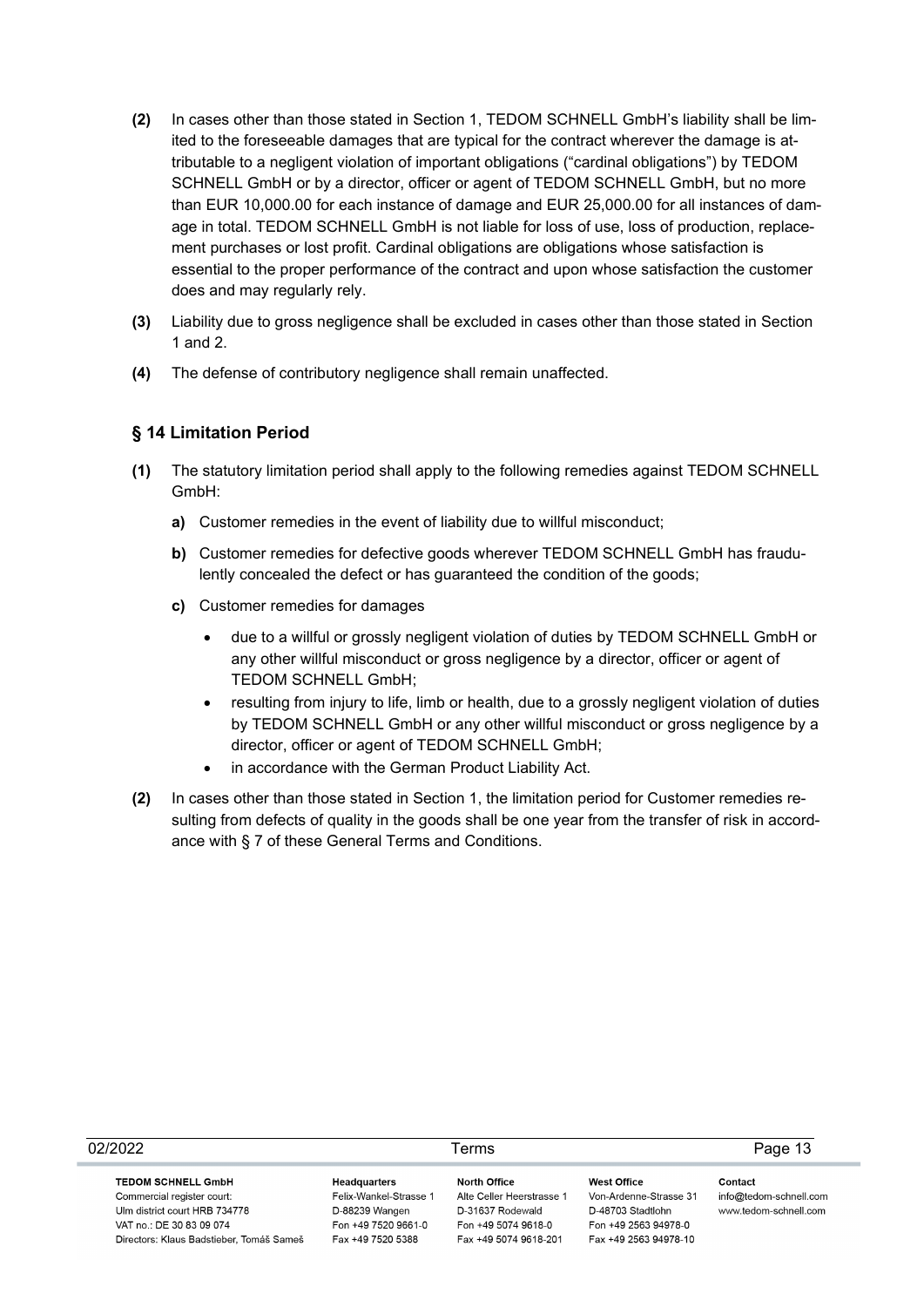**(2)** In cases other than those stated in Section 1, TEDOM SCHNELL GmbH's liability shall be limited to the foreseeable damages that are typical for the contract wherever the damage is attributable to a negligent violation of important obligations ("cardinal obligations") by TEDOM SCHNELL GmbH or by a director, officer or agent of TEDOM SCHNELL GmbH, but no more than EUR 10,000.00 for each instance of damage and EUR 25,000.00 for all instances of damage in total. TEDOM SCHNELL GmbH is not liable for loss of use, loss of production, replacement purchases or lost profit. Cardinal obligations are obligations whose satisfaction is essential to the proper performance of the contract and upon whose satisfaction the customer does and may regularly rely.

**(3)** Liability due to gross negligence shall be excluded in cases other than those stated in Section 1 and 2.

**(4)** The defense of contributory negligence shall remain unaffected.

### § 14 Limitation Period

**(1)** The statutory limitation period shall apply to the following remedies against TEDOM SCHNELL GmbH:

**a)** Customer remedies in the event of liability due to willful misconduct;

**b)** Customer remedies for defective goods wherever TEDOM SCHNELL GmbH has fraudulently concealed the defect or has guaranteed the condition of the goods;

**c)** Customer remedies for damages

- due to a willful or grossly negligent violation of duties by TEDOM SCHNELL GmbH or any other willful misconduct or gross negligence by a director, officer or agent of TEDOM SCHNELL GmbH;
- resulting from injury to life, limb or health, due to a grossly negligent violation of duties by TEDOM SCHNELL GmbH or any other willful misconduct or gross negligence by a director, officer or agent of TEDOM SCHNELL GmbH;
- in accordance with the German Product Liability Act.

**(2)** In cases other than those stated in Section 1, the limitation period for Customer remedies resulting from defects of quality in the goods shall be one year from the transfer of risk in accordance with § 7 of these General Terms and Conditions.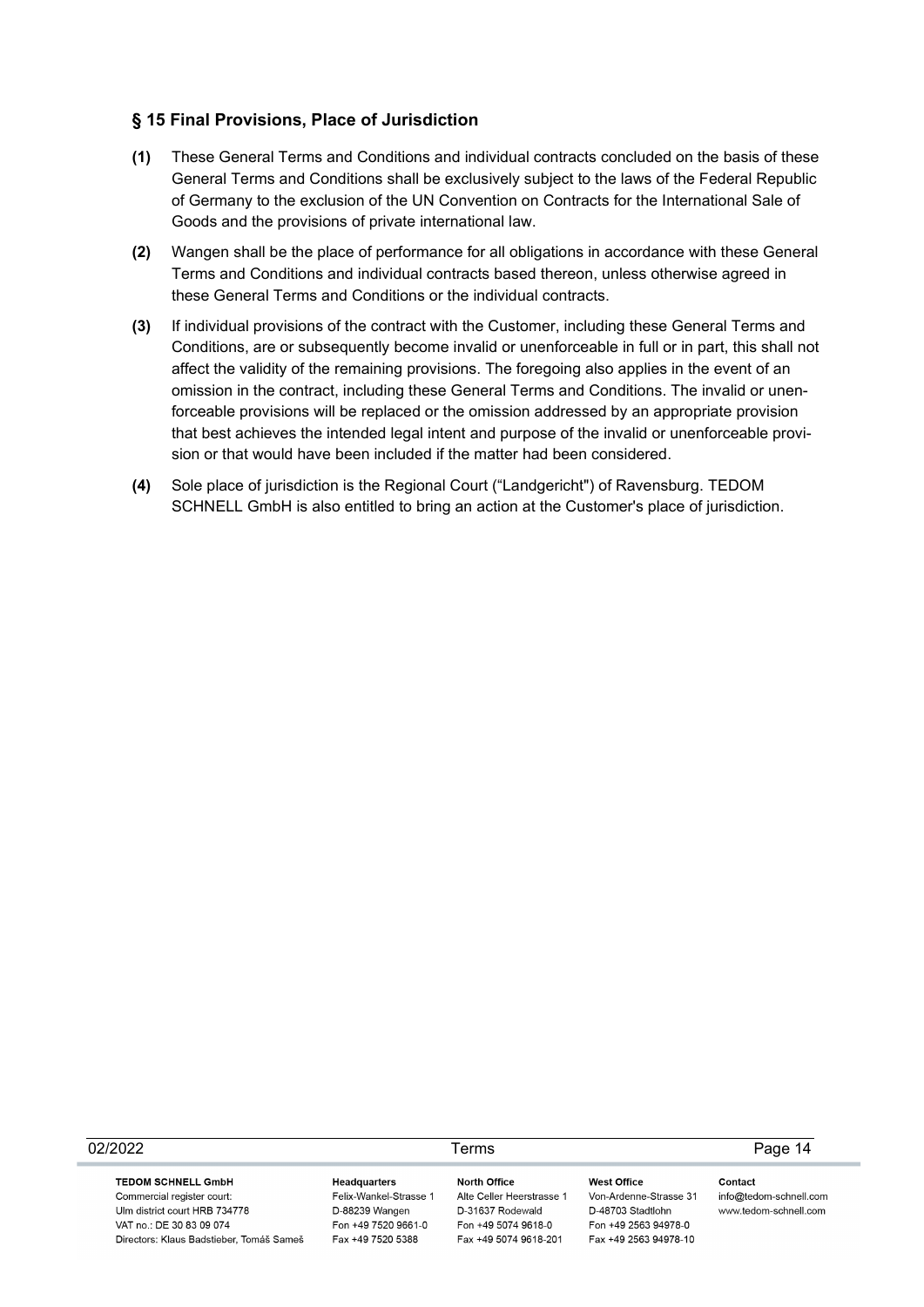## § 15 Final Provisions, Place of Jurisdiction

**(1)** These General Terms and Conditions and individual contracts concluded on the basis of these General Terms and Conditions shall be exclusively subject to the laws of the Federal Republic of Germany to the exclusion of the UN Convention on Contracts for the International Sale of Goods and the provisions of private international law.

**(2)** Wangen shall be the place of performance for all obligations in accordance with these General Terms and Conditions and individual contracts based thereon, unless otherwise agreed in these General Terms and Conditions or the individual contracts.

**(3)** If individual provisions of the contract with the Customer, including these General Terms and Conditions, are or subsequently become invalid or unenforceable in full or in part, this shall not affect the validity of the remaining provisions. The foregoing also applies in the event of an omission in the contract, including these General Terms and Conditions. The invalid or unenforceable provisions will be replaced or the omission addressed by an appropriate provision that best achieves the intended legal intent and purpose of the invalid or unenforceable provision or that would have been included if the matter had been considered.

**(4)** Sole place of jurisdiction is the Regional Court ("Landgericht") of Ravensburg. TEDOM SCHNELL GmbH is also entitled to bring an action at the Customer's place of jurisdiction.